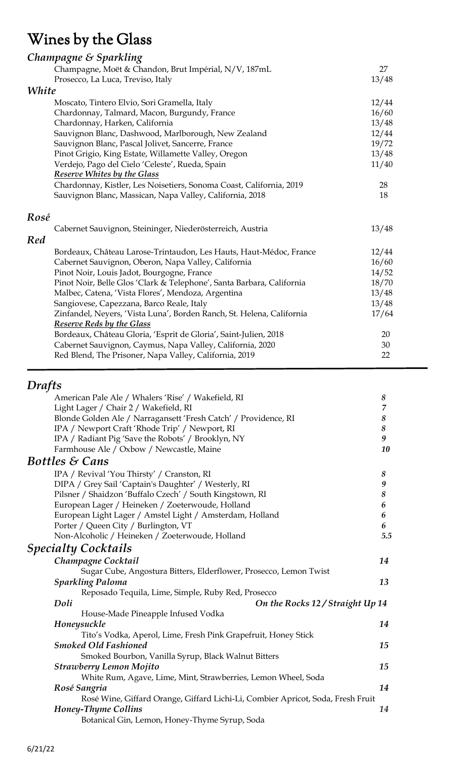# Wines by the Glass

## *Champagne & Sparkling*

| | |
|---|---|
| Champagne, Moët & Chandon, Brut Impérial, N/V, 187mL | 27 |
| Prosecco, La Luca, Treviso, Italy | 13/48 |

## *White*

| | |
|---|---|
| Moscato, Tintero Elvio, Sori Gramella, Italy | 12/44 |
| Chardonnay, Talmard, Macon, Burgundy, France | 16/60 |
| Chardonnay, Harken, California | 13/48 |
| Sauvignon Blanc, Dashwood, Marlborough, New Zealand | 12/44 |
| Sauvignon Blanc, Pascal Jolivet, Sancerre, France | 19/72 |
| Pinot Grigio, King Estate, Willamette Valley, Oregon | 13/48 |
| Verdejo, Pago del Cielo 'Celeste', Rueda, Spain | 11/40 |

***Reserve Whites by the Glass***

| | |
|---|---|
| Chardonnay, Kistler, Les Noisetiers, Sonoma Coast, California, 2019 | 28 |
| Sauvignon Blanc, Massican, Napa Valley, California, 2018 | 18 |

## *Rosé*

| | |
|---|---|
| Cabernet Sauvignon, Steininger, Niederösterreich, Austria | 13/48 |

## *Red*

| | |
|---|---|
| Bordeaux, Château Larose-Trintaudon, Les Hauts, Haut-Médoc, France | 12/44 |
| Cabernet Sauvignon, Oberon, Napa Valley, California | 16/60 |
| Pinot Noir, Louis Jadot, Bourgogne, France | 14/52 |
| Pinot Noir, Belle Glos 'Clark & Telephone', Santa Barbara, California | 18/70 |
| Malbec, Catena, 'Vista Flores', Mendoza, Argentina | 13/48 |
| Sangiovese, Capezzana, Barco Reale, Italy | 13/48 |
| Zinfandel, Neyers, 'Vista Luna', Borden Ranch, St. Helena, California | 17/64 |

***Reserve Reds by the Glass***

| | |
|---|---|
| Bordeaux, Château Gloria, 'Esprit de Gloria', Saint-Julien, 2018 | 20 |
| Cabernet Sauvignon, Caymus, Napa Valley, California, 2020 | 30 |
| Red Blend, The Prisoner, Napa Valley, California, 2019 | 22 |

## *Drafts*

| | |
|---|---|
| American Pale Ale / Whalers 'Rise' / Wakefield, RI | *8* |
| Light Lager / Chair 2 / Wakefield, RI | *7* |
| Blonde Golden Ale / Narragansett 'Fresh Catch' / Providence, RI | *8* |
| IPA / Newport Craft 'Rhode Trip' / Newport, RI | *8* |
| IPA / Radiant Pig 'Save the Robots' / Brooklyn, NY | *9* |
| Farmhouse Ale / Oxbow / Newcastle, Maine | *10* |

## *Bottles & Cans*

| | |
|---|---|
| IPA / Revival 'You Thirsty' / Cranston, RI | *8* |
| DIPA / Grey Sail 'Captain's Daughter' / Westerly, RI | *9* |
| Pilsner / Shaidzon 'Buffalo Czech' / South Kingstown, RI | *8* |
| European Lager / Heineken / Zoeterwoude, Holland | *6* |
| European Light Lager / Amstel Light / Amsterdam, Holland | *6* |
| Porter / Queen City / Burlington, VT | *6* |
| Non-Alcoholic / Heineken / Zoeterwoude, Holland | *5.5* |

## *Specialty Cocktails*

***Champagne Cocktail*** — *14*
Sugar Cube, Angostura Bitters, Elderflower, Prosecco, Lemon Twist

***Sparkling Paloma*** — *13*
Reposado Tequila, Lime, Simple, Ruby Red, Prosecco

***Doli*** — *On the Rocks 12 / Straight Up 14*
House-Made Pineapple Infused Vodka

***Honeysuckle*** — *14*
Tito's Vodka, Aperol, Lime, Fresh Pink Grapefruit, Honey Stick

***Smoked Old Fashioned*** — *15*
Smoked Bourbon, Vanilla Syrup, Black Walnut Bitters

***Strawberry Lemon Mojito*** — *15*
White Rum, Agave, Lime, Mint, Strawberries, Lemon Wheel, Soda

***Rosé Sangria*** — *14*
Rosé Wine, Giffard Orange, Giffard Lichi-Li, Combier Apricot, Soda, Fresh Fruit

***Honey-Thyme Collins*** — *14*
Botanical Gin, Lemon, Honey-Thyme Syrup, Soda

6/21/22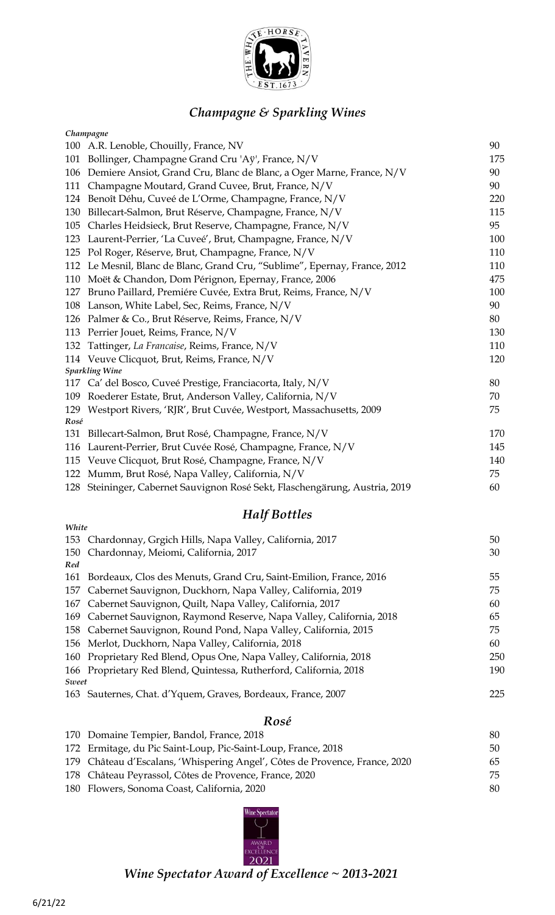## *Champagne & Sparkling Wines*

| | | |
|---|---|---|
| ***Champagne*** | | |
| 100 | A.R. Lenoble, Chouilly, France, NV | 90 |
| 101 | Bollinger, Champagne Grand Cru 'Aÿ', France, N/V | 175 |
| 106 | Demiere Ansiot, Grand Cru, Blanc de Blanc, a Oger Marne, France, N/V | 90 |
| 111 | Champagne Moutard, Grand Cuvee, Brut, France, N/V | 90 |
| 124 | Benoît Déhu, Cuveé de L'Orme, Champagne, France, N/V | 220 |
| 130 | Billecart-Salmon, Brut Réserve, Champagne, France, N/V | 115 |
| 105 | Charles Heidsieck, Brut Reserve, Champagne, France, N/V | 95 |
| 123 | Laurent-Perrier, 'La Cuveé', Brut, Champagne, France, N/V | 100 |
| 125 | Pol Roger, Réserve, Brut, Champagne, France, N/V | 110 |
| 112 | Le Mesnil, Blanc de Blanc, Grand Cru, "Sublime", Epernay, France, 2012 | 110 |
| 110 | Moët & Chandon, Dom Pérignon, Epernay, France, 2006 | 475 |
| 127 | Bruno Paillard, Premiére Cuvée, Extra Brut, Reims, France, N/V | 100 |
| 108 | Lanson, White Label, Sec, Reims, France, N/V | 90 |
| 126 | Palmer & Co., Brut Réserve, Reims, France, N/V | 80 |
| 113 | Perrier Jouet, Reims, France, N/V | 130 |
| 132 | Tattinger, *La Francaise*, Reims, France, N/V | 110 |
| 114 | Veuve Clicquot, Brut, Reims, France, N/V | 120 |
| ***Sparkling Wine*** | | |
| 117 | Ca' del Bosco, Cuveé Prestige, Franciacorta, Italy, N/V | 80 |
| 109 | Roederer Estate, Brut, Anderson Valley, California, N/V | 70 |
| 129 | Westport Rivers, 'RJR', Brut Cuvée, Westport, Massachusetts, 2009 | 75 |
| ***Rosé*** | | |
| 131 | Billecart-Salmon, Brut Rosé, Champagne, France, N/V | 170 |
| 116 | Laurent-Perrier, Brut Cuvée Rosé, Champagne, France, N/V | 145 |
| 115 | Veuve Clicquot, Brut Rosé, Champagne, France, N/V | 140 |
| 122 | Mumm, Brut Rosé, Napa Valley, California, N/V | 75 |
| 128 | Steininger, Cabernet Sauvignon Rosé Sekt, Flaschengärung, Austria, 2019 | 60 |

## *Half Bottles*

| | | |
|---|---|---|
| ***White*** | | |
| 153 | Chardonnay, Grgich Hills, Napa Valley, California, 2017 | 50 |
| 150 | Chardonnay, Meiomi, California, 2017 | 30 |
| ***Red*** | | |
| 161 | Bordeaux, Clos des Menuts, Grand Cru, Saint-Emilion, France, 2016 | 55 |
| 157 | Cabernet Sauvignon, Duckhorn, Napa Valley, California, 2019 | 75 |
| 167 | Cabernet Sauvignon, Quilt, Napa Valley, California, 2017 | 60 |
| 169 | Cabernet Sauvignon, Raymond Reserve, Napa Valley, California, 2018 | 65 |
| 158 | Cabernet Sauvignon, Round Pond, Napa Valley, California, 2015 | 75 |
| 156 | Merlot, Duckhorn, Napa Valley, California, 2018 | 60 |
| 160 | Proprietary Red Blend, Opus One, Napa Valley, California, 2018 | 250 |
| 166 | Proprietary Red Blend, Quintessa, Rutherford, California, 2018 | 190 |
| ***Sweet*** | | |
| 163 | Sauternes, Chat. d'Yquem, Graves, Bordeaux, France, 2007 | 225 |

### *Rosé*

| | | |
|---|---|---|
| 170 | Domaine Tempier, Bandol, France, 2018 | 80 |
| 172 | Ermitage, du Pic Saint-Loup, Pic-Saint-Loup, France, 2018 | 50 |
| 179 | Château d'Escalans, 'Whispering Angel', Côtes de Provence, France, 2020 | 65 |
| 178 | Château Peyrassol, Côtes de Provence, France, 2020 | 75 |
| 180 | Flowers, Sonoma Coast, California, 2020 | 80 |

***Wine Spectator Award of Excellence ~ 2013-2021***

6/21/22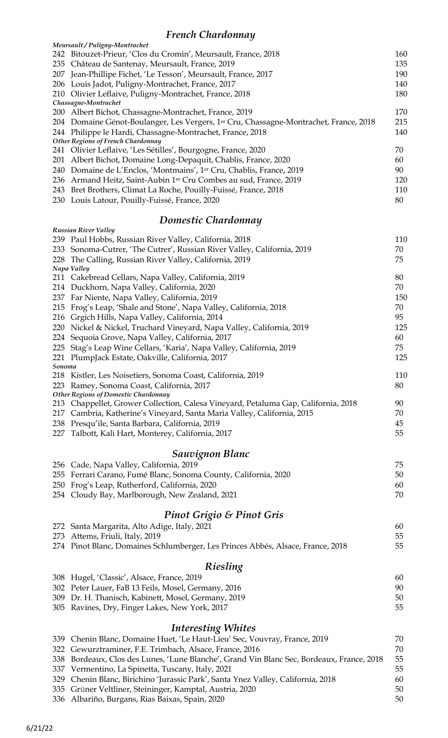## *French Chardonnay*

***Meursault / Puligny-Montrachet***

| | | |
|---|---|---|
| 242 | Bitouzet-Prieur, 'Clos du Cromin', Meursault, France, 2018 | 160 |
| 235 | Château de Santenay, Meursault, France, 2019 | 135 |
| 207 | Jean-Phillipe Fichet, 'Le Tesson', Meursault, France, 2017 | 190 |
| 206 | Louis Jadot, Puligny-Montrachet, France, 2017 | 140 |
| 210 | Olivier Leflaive, Puligny-Montrachet, France, 2018 | 180 |

***Chassagne-Montrachet***

| | | |
|---|---|---|
| 200 | Albert Bichot, Chassagne-Montrachet, France, 2019 | 170 |
| 204 | Domaine Génot-Boulanger, Les Vergers, 1er Cru, Chassagne-Montrachet, France, 2018 | 215 |
| 244 | Philippe le Hardi, Chassagne-Montrachet, France, 2018 | 140 |

***Other Regions of French Chardonnay***

| | | |
|---|---|---|
| 241 | Olivier Leflaive, 'Les Sétilles', Bourgogne, France, 2020 | 70 |
| 201 | Albert Bichot, Domaine Long-Depaquit, Chablis, France, 2020 | 60 |
| 240 | Domaine de L'Enclos, 'Montmains', 1er Cru, Chablis, France, 2019 | 90 |
| 236 | Armand Heitz, Saint-Aubin 1er Cru Combes au sud, France, 2019 | 120 |
| 243 | Bret Brothers, Climat La Roche, Pouilly-Fuissé, France, 2018 | 110 |
| 230 | Louis Latour, Pouilly-Fuissé, France, 2020 | 80 |

## *Domestic Chardonnay*

***Russian River Valley***

| | | |
|---|---|---|
| 239 | Paul Hobbs, Russian River Valley, California, 2018 | 110 |
| 233 | Sonoma-Cutrer, 'The Cutrer', Russian River Valley, California, 2019 | 70 |
| 228 | The Calling, Russian River Valley, California, 2019 | 75 |

***Napa Valley***

| | | |
|---|---|---|
| 211 | Cakebread Cellars, Napa Valley, California, 2019 | 80 |
| 214 | Duckhorn, Napa Valley, California, 2020 | 70 |
| 237 | Far Niente, Napa Valley, California, 2019 | 150 |
| 215 | Frog's Leap, 'Shale and Stone', Napa Valley, California, 2018 | 70 |
| 216 | Grgich Hills, Napa Valley, California, 2014 | 95 |
| 220 | Nickel & Nickel, Truchard Vineyard, Napa Valley, California, 2019 | 125 |
| 224 | Sequoia Grove, Napa Valley, California, 2017 | 60 |
| 225 | Stag's Leap Wine Cellars, 'Karia', Napa Valley, California, 2019 | 75 |
| 221 | PlumpJack Estate, Oakville, California, 2017 | 125 |

***Sonoma***

| | | |
|---|---|---|
| 218 | Kistler, Les Noisetiers, Sonoma Coast, California, 2019 | 110 |
| 223 | Ramey, Sonoma Coast, California, 2017 | 80 |

***Other Regions of Domestic Chardonnay***

| | | |
|---|---|---|
| 213 | Chappellet, Grower Collection, Calesa Vineyard, Petaluma Gap, California, 2018 | 90 |
| 217 | Cambria, Katherine's Vineyard, Santa Maria Valley, California, 2015 | 70 |
| 238 | Presqu'ile, Santa Barbara, California, 2019 | 45 |
| 227 | Talbott, Kali Hart, Monterey, California, 2017 | 55 |

## *Sauvignon Blanc*

| | | |
|---|---|---|
| 256 | Cade, Napa Valley, California, 2019 | 75 |
| 255 | Ferrari Carano, Fumé Blanc, Sonoma County, California, 2020 | 50 |
| 250 | Frog's Leap, Rutherford, California, 2020 | 60 |
| 254 | Cloudy Bay, Marlborough, New Zealand, 2021 | 70 |

## *Pinot Grigio & Pinot Gris*

| | | |
|---|---|---|
| 272 | Santa Margarita, Alto Adige, Italy, 2021 | 60 |
| 273 | Attems, Friuli, Italy, 2019 | 55 |
| 274 | Pinot Blanc, Domaines Schlumberger, Les Princes Abbés, Alsace, France, 2018 | 55 |

## *Riesling*

| | | |
|---|---|---|
| 308 | Hugel, 'Classic', Alsace, France, 2019 | 60 |
| 302 | Peter Lauer, FaB 13 Feils, Mosel, Germany, 2016 | 90 |
| 309 | Dr. H. Thanisch, Kabinett, Mosel, Germany, 2019 | 50 |
| 305 | Ravines, Dry, Finger Lakes, New York, 2017 | 55 |

## *Interesting Whites*

| | | |
|---|---|---|
| 339 | Chenin Blanc, Domaine Huet, 'Le Haut-Lieu' Sec, Vouvray, France, 2019 | 70 |
| 322 | Gewurztraminer, F.E. Trimbach, Alsace, France, 2016 | 70 |
| 338 | Bordeaux, Clos des Lunes, 'Lune Blanche', Grand Vin Blanc Sec, Bordeaux, France, 2018 | 55 |
| 337 | Vermentino, La Spinetta, Tuscany, Italy, 2021 | 55 |
| 329 | Chenin Blanc, Birichino 'Jurassic Park', Santa Ynez Valley, California, 2018 | 60 |
| 335 | Grüner Veltliner, Steininger, Kamptal, Austria, 2020 | 50 |
| 336 | Albariño, Burgans, Rias Baixas, Spain, 2020 | 50 |

6/21/22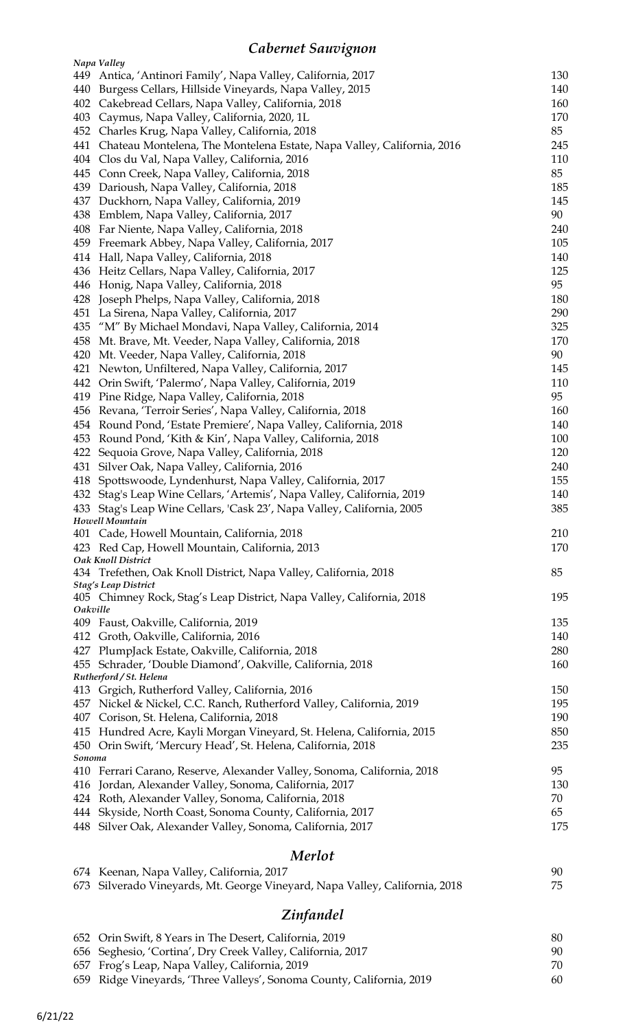## *Cabernet Sauvignon*

*Napa Valley*

| | | |
|---|---|---|
| 449 | Antica, 'Antinori Family', Napa Valley, California, 2017 | 130 |
| 440 | Burgess Cellars, Hillside Vineyards, Napa Valley, 2015 | 140 |
| 402 | Cakebread Cellars, Napa Valley, California, 2018 | 160 |
| 403 | Caymus, Napa Valley, California, 2020, 1L | 170 |
| 452 | Charles Krug, Napa Valley, California, 2018 | 85 |
| 441 | Chateau Montelena, The Montelena Estate, Napa Valley, California, 2016 | 245 |
| 404 | Clos du Val, Napa Valley, California, 2016 | 110 |
| 445 | Conn Creek, Napa Valley, California, 2018 | 85 |
| 439 | Darioush, Napa Valley, California, 2018 | 185 |
| 437 | Duckhorn, Napa Valley, California, 2019 | 145 |
| 438 | Emblem, Napa Valley, California, 2017 | 90 |
| 408 | Far Niente, Napa Valley, California, 2018 | 240 |
| 459 | Freemark Abbey, Napa Valley, California, 2017 | 105 |
| 414 | Hall, Napa Valley, California, 2018 | 140 |
| 436 | Heitz Cellars, Napa Valley, California, 2017 | 125 |
| 446 | Honig, Napa Valley, California, 2018 | 95 |
| 428 | Joseph Phelps, Napa Valley, California, 2018 | 180 |
| 451 | La Sirena, Napa Valley, California, 2017 | 290 |
| 435 | "M" By Michael Mondavi, Napa Valley, California, 2014 | 325 |
| 458 | Mt. Brave, Mt. Veeder, Napa Valley, California, 2018 | 170 |
| 420 | Mt. Veeder, Napa Valley, California, 2018 | 90 |
| 421 | Newton, Unfiltered, Napa Valley, California, 2017 | 145 |
| 442 | Orin Swift, 'Palermo', Napa Valley, California, 2019 | 110 |
| 419 | Pine Ridge, Napa Valley, California, 2018 | 95 |
| 456 | Revana, 'Terroir Series', Napa Valley, California, 2018 | 160 |
| 454 | Round Pond, 'Estate Premiere', Napa Valley, California, 2018 | 140 |
| 453 | Round Pond, 'Kith & Kin', Napa Valley, California, 2018 | 100 |
| 422 | Sequoia Grove, Napa Valley, California, 2018 | 120 |
| 431 | Silver Oak, Napa Valley, California, 2016 | 240 |
| 418 | Spottswoode, Lyndenhurst, Napa Valley, California, 2017 | 155 |
| 432 | Stag's Leap Wine Cellars, 'Artemis', Napa Valley, California, 2019 | 140 |
| 433 | Stag's Leap Wine Cellars, 'Cask 23', Napa Valley, California, 2005 | 385 |

*Howell Mountain*

| | | |
|---|---|---|
| 401 | Cade, Howell Mountain, California, 2018 | 210 |
| 423 | Red Cap, Howell Mountain, California, 2013 | 170 |

*Oak Knoll District*

| | | |
|---|---|---|
| 434 | Trefethen, Oak Knoll District, Napa Valley, California, 2018 | 85 |

*Stag's Leap District*

| | | |
|---|---|---|
| 405 | Chimney Rock, Stag's Leap District, Napa Valley, California, 2018 | 195 |

*Oakville*

| | | |
|---|---|---|
| 409 | Faust, Oakville, California, 2019 | 135 |
| 412 | Groth, Oakville, California, 2016 | 140 |
| 427 | PlumpJack Estate, Oakville, California, 2018 | 280 |
| 455 | Schrader, 'Double Diamond', Oakville, California, 2018 | 160 |

*Rutherford / St. Helena*

| | | |
|---|---|---|
| 413 | Grgich, Rutherford Valley, California, 2016 | 150 |
| 457 | Nickel & Nickel, C.C. Ranch, Rutherford Valley, California, 2019 | 195 |
| 407 | Corison, St. Helena, California, 2018 | 190 |
| 415 | Hundred Acre, Kayli Morgan Vineyard, St. Helena, California, 2015 | 850 |
| 450 | Orin Swift, 'Mercury Head', St. Helena, California, 2018 | 235 |

*Sonoma*

| | | |
|---|---|---|
| 410 | Ferrari Carano, Reserve, Alexander Valley, Sonoma, California, 2018 | 95 |
| 416 | Jordan, Alexander Valley, Sonoma, California, 2017 | 130 |
| 424 | Roth, Alexander Valley, Sonoma, California, 2018 | 70 |
| 444 | Skyside, North Coast, Sonoma County, California, 2017 | 65 |
| 448 | Silver Oak, Alexander Valley, Sonoma, California, 2017 | 175 |

## *Merlot*

| | | |
|---|---|---|
| 674 | Keenan, Napa Valley, California, 2017 | 90 |
| 673 | Silverado Vineyards, Mt. George Vineyard, Napa Valley, California, 2018 | 75 |

## *Zinfandel*

| | | |
|---|---|---|
| 652 | Orin Swift, 8 Years in The Desert, California, 2019 | 80 |
| 656 | Seghesio, 'Cortina', Dry Creek Valley, California, 2017 | 90 |
| 657 | Frog's Leap, Napa Valley, California, 2019 | 70 |
| 659 | Ridge Vineyards, 'Three Valleys', Sonoma County, California, 2019 | 60 |

6/21/22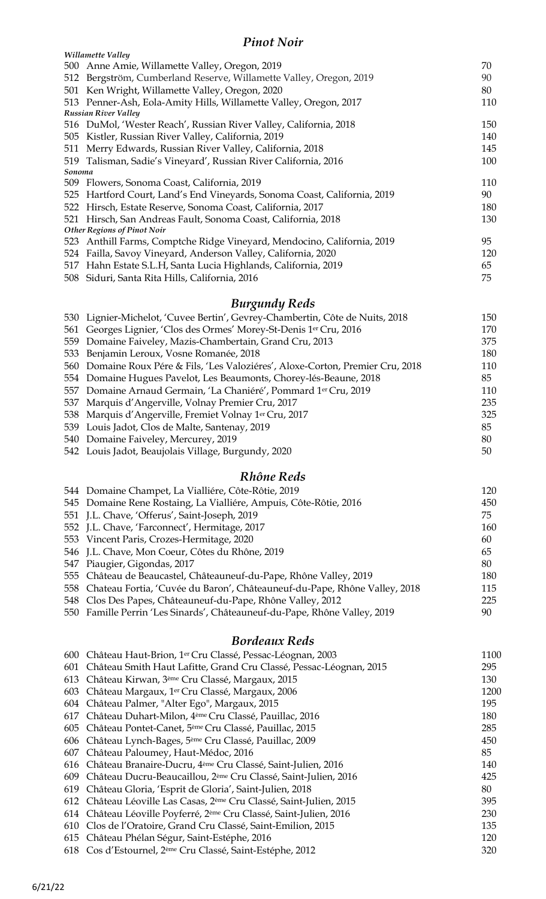## *Pinot Noir*

***Willamette Valley***

| | | |
|---|---|---|
| 500 | Anne Amie, Willamette Valley, Oregon, 2019 | 70 |
| 512 | Bergström, Cumberland Reserve, Willamette Valley, Oregon, 2019 | 90 |
| 501 | Ken Wright, Willamette Valley, Oregon, 2020 | 80 |
| 513 | Penner-Ash, Eola-Amity Hills, Willamette Valley, Oregon, 2017 | 110 |

***Russian River Valley***

| | | |
|---|---|---|
| 516 | DuMol, 'Wester Reach', Russian River Valley, California, 2018 | 150 |
| 505 | Kistler, Russian River Valley, California, 2019 | 140 |
| 511 | Merry Edwards, Russian River Valley, California, 2018 | 145 |
| 519 | Talisman, Sadie's Vineyard', Russian River California, 2016 | 100 |

***Sonoma***

| | | |
|---|---|---|
| 509 | Flowers, Sonoma Coast, California, 2019 | 110 |
| 525 | Hartford Court, Land's End Vineyards, Sonoma Coast, California, 2019 | 90 |
| 522 | Hirsch, Estate Reserve, Sonoma Coast, California, 2017 | 180 |
| 521 | Hirsch, San Andreas Fault, Sonoma Coast, California, 2018 | 130 |

***Other Regions of Pinot Noir***

| | | |
|---|---|---|
| 523 | Anthill Farms, Comptche Ridge Vineyard, Mendocino, California, 2019 | 95 |
| 524 | Failla, Savoy Vineyard, Anderson Valley, California, 2020 | 120 |
| 517 | Hahn Estate S.L.H, Santa Lucia Highlands, California, 2019 | 65 |
| 508 | Siduri, Santa Rita Hills, California, 2016 | 75 |

## *Burgundy Reds*

| | | |
|---|---|---|
| 530 | Lignier-Michelot, 'Cuvee Bertin', Gevrey-Chambertin, Côte de Nuits, 2018 | 150 |
| 561 | Georges Lignier, 'Clos des Ormes' Morey-St-Denis 1er Cru, 2016 | 170 |
| 559 | Domaine Faiveley, Mazis-Chambertain, Grand Cru, 2013 | 375 |
| 533 | Benjamin Leroux, Vosne Romanée, 2018 | 180 |
| 560 | Domaine Roux Pére & Fils, 'Les Valoziéres', Aloxe-Corton, Premier Cru, 2018 | 110 |
| 554 | Domaine Hugues Pavelot, Les Beaumonts, Chorey-lés-Beaune, 2018 | 85 |
| 557 | Domaine Arnaud Germain, 'La Chaniéré', Pommard 1er Cru, 2019 | 110 |
| 537 | Marquis d'Angerville, Volnay Premier Cru, 2017 | 235 |
| 538 | Marquis d'Angerville, Fremiet Volnay 1er Cru, 2017 | 325 |
| 539 | Louis Jadot, Clos de Malte, Santenay, 2019 | 85 |
| 540 | Domaine Faiveley, Mercurey, 2019 | 80 |
| 542 | Louis Jadot, Beaujolais Village, Burgundy, 2020 | 50 |

## *Rhône Reds*

| | | |
|---|---|---|
| 544 | Domaine Champet, La Vialliére, Côte-Rôtie, 2019 | 120 |
| 545 | Domaine Rene Rostaing, La Vialliére, Ampuis, Côte-Rôtie, 2016 | 450 |
| 551 | J.L. Chave, 'Offerus', Saint-Joseph, 2019 | 75 |
| 552 | J.L. Chave, 'Farconnect', Hermitage, 2017 | 160 |
| 553 | Vincent Paris, Crozes-Hermitage, 2020 | 60 |
| 546 | J.L. Chave, Mon Coeur, Côtes du Rhône, 2019 | 65 |
| 547 | Piaugier, Gigondas, 2017 | 80 |
| 555 | Château de Beaucastel, Châteauneuf-du-Pape, Rhône Valley, 2019 | 180 |
| 558 | Chateau Fortia, 'Cuvée du Baron', Châteauneuf-du-Pape, Rhône Valley, 2018 | 115 |
| 548 | Clos Des Papes, Châteauneuf-du-Pape, Rhône Valley, 2012 | 225 |
| 550 | Famille Perrin 'Les Sinards', Châteauneuf-du-Pape, Rhône Valley, 2019 | 90 |

## *Bordeaux Reds*

| | | |
|---|---|---|
| 600 | Château Haut-Brion, 1er Cru Classé, Pessac-Léognan, 2003 | 1100 |
| 601 | Château Smith Haut Lafitte, Grand Cru Classé, Pessac-Léognan, 2015 | 295 |
| 613 | Château Kirwan, 3ème Cru Classé, Margaux, 2015 | 130 |
| 603 | Château Margaux, 1er Cru Classé, Margaux, 2006 | 1200 |
| 604 | Château Palmer, "Alter Ego", Margaux, 2015 | 195 |
| 617 | Château Duhart-Milon, 4ème Cru Classé, Pauillac, 2016 | 180 |
| 605 | Château Pontet-Canet, 5ème Cru Classé, Pauillac, 2015 | 285 |
| 606 | Château Lynch-Bages, 5ème Cru Classé, Pauillac, 2009 | 450 |
| 607 | Château Paloumey, Haut-Médoc, 2016 | 85 |
| 616 | Château Branaire-Ducru, 4ème Cru Classé, Saint-Julien, 2016 | 140 |
| 609 | Château Ducru-Beaucaillou, 2ème Cru Classé, Saint-Julien, 2016 | 425 |
| 619 | Château Gloria, 'Esprit de Gloria', Saint-Julien, 2018 | 80 |
| 612 | Château Léoville Las Casas, 2ème Cru Classé, Saint-Julien, 2015 | 395 |
| 614 | Château Léoville Poyferré, 2ème Cru Classé, Saint-Julien, 2016 | 230 |
| 610 | Clos de l'Oratoire, Grand Cru Classé, Saint-Emilion, 2015 | 135 |
| 615 | Château Phélan Ségur, Saint-Estéphe, 2016 | 120 |
| 618 | Cos d'Estournel, 2ème Cru Classé, Saint-Estéphe, 2012 | 320 |

6/21/22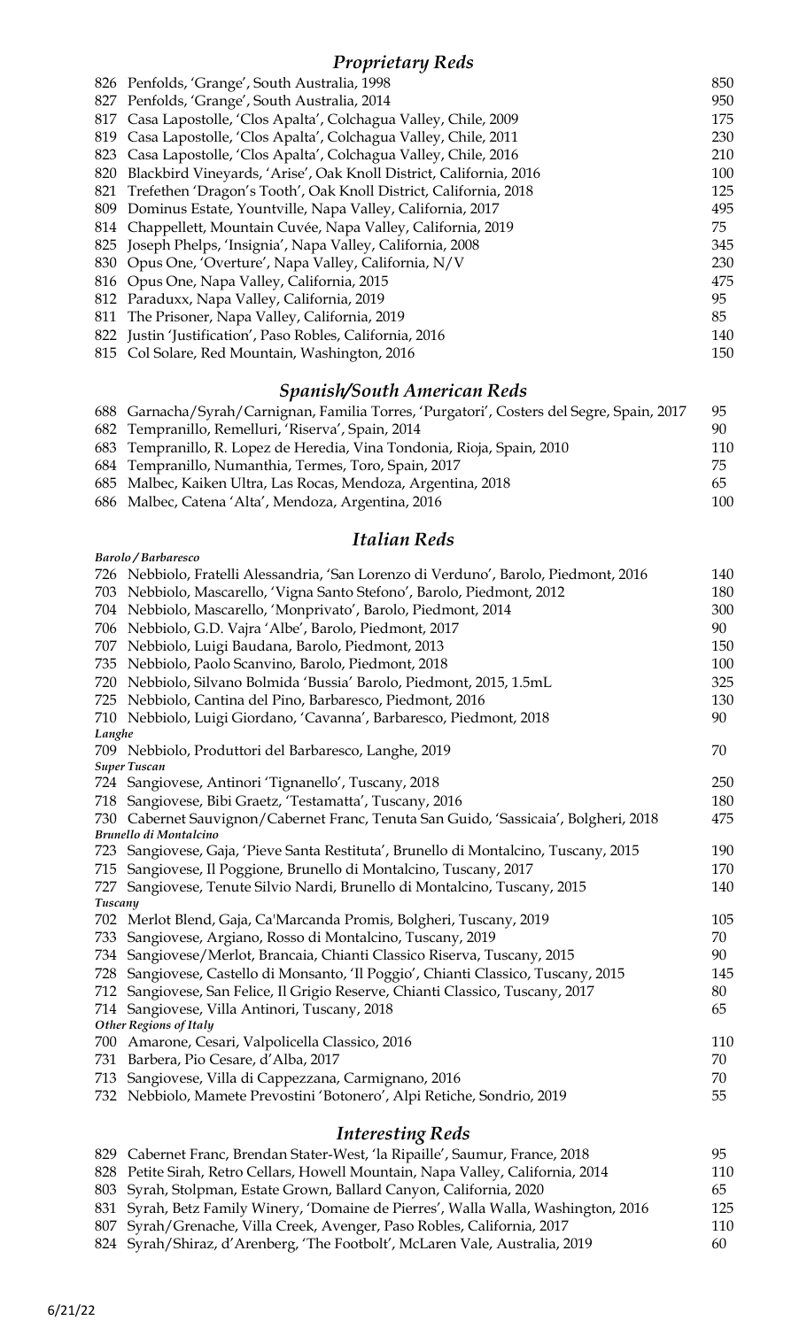## *Proprietary Reds*

| | | |
|---|---|---|
| 826 | Penfolds, 'Grange', South Australia, 1998 | 850 |
| 827 | Penfolds, 'Grange', South Australia, 2014 | 950 |
| 817 | Casa Lapostolle, 'Clos Apalta', Colchagua Valley, Chile, 2009 | 175 |
| 819 | Casa Lapostolle, 'Clos Apalta', Colchagua Valley, Chile, 2011 | 230 |
| 823 | Casa Lapostolle, 'Clos Apalta', Colchagua Valley, Chile, 2016 | 210 |
| 820 | Blackbird Vineyards, 'Arise', Oak Knoll District, California, 2016 | 100 |
| 821 | Trefethen 'Dragon's Tooth', Oak Knoll District, California, 2018 | 125 |
| 809 | Dominus Estate, Yountville, Napa Valley, California, 2017 | 495 |
| 814 | Chappellett, Mountain Cuvée, Napa Valley, California, 2019 | 75 |
| 825 | Joseph Phelps, 'Insignia', Napa Valley, California, 2008 | 345 |
| 830 | Opus One, 'Overture', Napa Valley, California, N/V | 230 |
| 816 | Opus One, Napa Valley, California, 2015 | 475 |
| 812 | Paraduxx, Napa Valley, California, 2019 | 95 |
| 811 | The Prisoner, Napa Valley, California, 2019 | 85 |
| 822 | Justin 'Justification', Paso Robles, California, 2016 | 140 |
| 815 | Col Solare, Red Mountain, Washington, 2016 | 150 |

## *Spanish/South American Reds*

| | | |
|---|---|---|
| 688 | Garnacha/Syrah/Carnignan, Familia Torres, 'Purgatori', Costers del Segre, Spain, 2017 | 95 |
| 682 | Tempranillo, Remelluri, 'Riserva', Spain, 2014 | 90 |
| 683 | Tempranillo, R. Lopez de Heredia, Vina Tondonia, Rioja, Spain, 2010 | 110 |
| 684 | Tempranillo, Numanthia, Termes, Toro, Spain, 2017 | 75 |
| 685 | Malbec, Kaiken Ultra, Las Rocas, Mendoza, Argentina, 2018 | 65 |
| 686 | Malbec, Catena 'Alta', Mendoza, Argentina, 2016 | 100 |

## *Italian Reds*

| | | |
|---|---|---|
| | ***Barolo / Barbaresco*** | |
| 726 | Nebbiolo, Fratelli Alessandria, 'San Lorenzo di Verduno', Barolo, Piedmont, 2016 | 140 |
| 703 | Nebbiolo, Mascarello, 'Vigna Santo Stefono', Barolo, Piedmont, 2012 | 180 |
| 704 | Nebbiolo, Mascarello, 'Monprivato', Barolo, Piedmont, 2014 | 300 |
| 706 | Nebbiolo, G.D. Vajra 'Albe', Barolo, Piedmont, 2017 | 90 |
| 707 | Nebbiolo, Luigi Baudana, Barolo, Piedmont, 2013 | 150 |
| 735 | Nebbiolo, Paolo Scanvino, Barolo, Piedmont, 2018 | 100 |
| 720 | Nebbiolo, Silvano Bolmida 'Bussia' Barolo, Piedmont, 2015, 1.5mL | 325 |
| 725 | Nebbiolo, Cantina del Pino, Barbaresco, Piedmont, 2016 | 130 |
| 710 | Nebbiolo, Luigi Giordano, 'Cavanna', Barbaresco, Piedmont, 2018 | 90 |
| | ***Langhe*** | |
| 709 | Nebbiolo, Produttori del Barbaresco, Langhe, 2019 | 70 |
| | ***Super Tuscan*** | |
| 724 | Sangiovese, Antinori 'Tignanello', Tuscany, 2018 | 250 |
| 718 | Sangiovese, Bibi Graetz, 'Testamatta', Tuscany, 2016 | 180 |
| 730 | Cabernet Sauvignon/Cabernet Franc, Tenuta San Guido, 'Sassicaia', Bolgheri, 2018 | 475 |
| | ***Brunello di Montalcino*** | |
| 723 | Sangiovese, Gaja, 'Pieve Santa Restituta', Brunello di Montalcino, Tuscany, 2015 | 190 |
| 715 | Sangiovese, Il Poggione, Brunello di Montalcino, Tuscany, 2017 | 170 |
| 727 | Sangiovese, Tenute Silvio Nardi, Brunello di Montalcino, Tuscany, 2015 | 140 |
| | ***Tuscany*** | |
| 702 | Merlot Blend, Gaja, Ca'Marcanda Promis, Bolgheri, Tuscany, 2019 | 105 |
| 733 | Sangiovese, Argiano, Rosso di Montalcino, Tuscany, 2019 | 70 |
| 734 | Sangiovese/Merlot, Brancaia, Chianti Classico Riserva, Tuscany, 2015 | 90 |
| 728 | Sangiovese, Castello di Monsanto, 'Il Poggio', Chianti Classico, Tuscany, 2015 | 145 |
| 712 | Sangiovese, San Felice, Il Grigio Reserve, Chianti Classico, Tuscany, 2017 | 80 |
| 714 | Sangiovese, Villa Antinori, Tuscany, 2018 | 65 |
| | ***Other Regions of Italy*** | |
| 700 | Amarone, Cesari, Valpolicella Classico, 2016 | 110 |
| 731 | Barbera, Pio Cesare, d'Alba, 2017 | 70 |
| 713 | Sangiovese, Villa di Cappezzana, Carmignano, 2016 | 70 |
| 732 | Nebbiolo, Mamete Prevostini 'Botonero', Alpi Retiche, Sondrio, 2019 | 55 |

## *Interesting Reds*

| | | |
|---|---|---|
| 829 | Cabernet Franc, Brendan Stater-West, 'la Ripaille', Saumur, France, 2018 | 95 |
| 828 | Petite Sirah, Retro Cellars, Howell Mountain, Napa Valley, California, 2014 | 110 |
| 803 | Syrah, Stolpman, Estate Grown, Ballard Canyon, California, 2020 | 65 |
| 831 | Syrah, Betz Family Winery, 'Domaine de Pierres', Walla Walla, Washington, 2016 | 125 |
| 807 | Syrah/Grenache, Villa Creek, Avenger, Paso Robles, California, 2017 | 110 |
| 824 | Syrah/Shiraz, d'Arenberg, 'The Footbolt', McLaren Vale, Australia, 2019 | 60 |

6/21/22